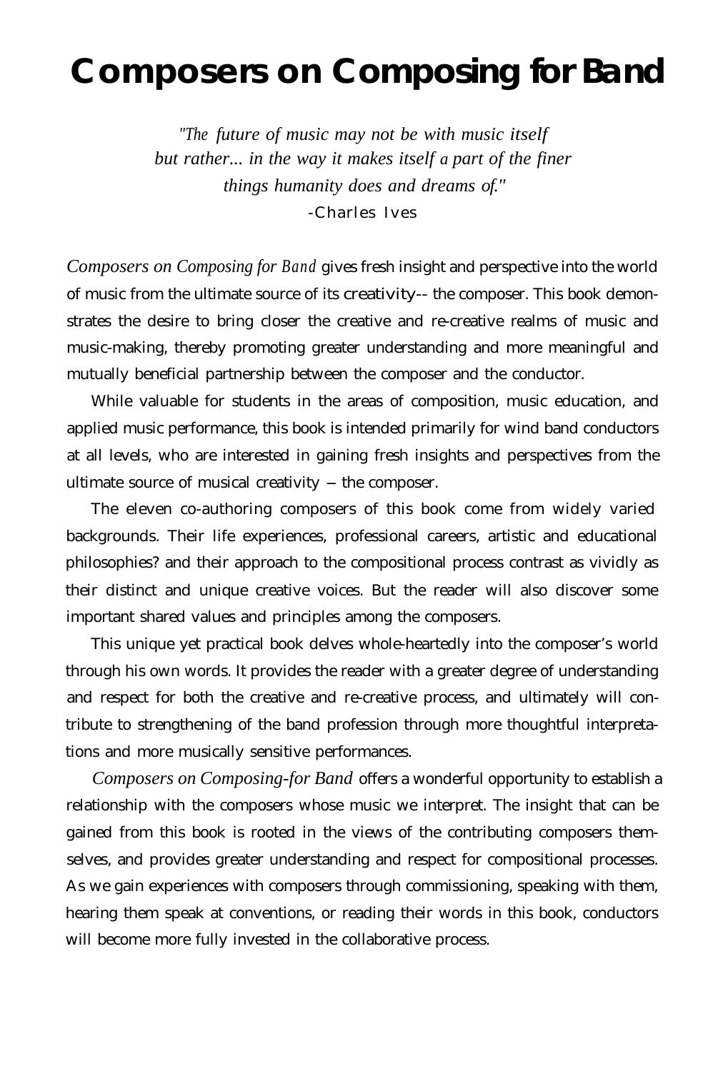# Composers on Composing for Band

*"The future of music may not be with music itself but rather... in the way it makes itself a part of the finer things humanity does and dreams of."*
-Charles Ives

*Composers on Composing for Band* gives fresh insight and perspective into the world of music from the ultimate source of its creativity-- the composer. This book demonstrates the desire to bring closer the creative and re-creative realms of music and music-making, thereby promoting greater understanding and more meaningful and mutually beneficial partnership between the composer and the conductor.

While valuable for students in the areas of composition, music education, and applied music performance, this book is intended primarily for wind band conductors at all levels, who are interested in gaining fresh insights and perspectives from the ultimate source of musical creativity – the composer.

The eleven co-authoring composers of this book come from widely varied backgrounds. Their life experiences, professional careers, artistic and educational philosophies? and their approach to the compositional process contrast as vividly as their distinct and unique creative voices. But the reader will also discover some important shared values and principles among the composers.

This unique yet practical book delves whole-heartedly into the composer's world through his own words. It provides the reader with a greater degree of understanding and respect for both the creative and re-creative process, and ultimately will contribute to strengthening of the band profession through more thoughtful interpretations and more musically sensitive performances.

*Composers on Composing-for Band* offers a wonderful opportunity to establish a relationship with the composers whose music we interpret. The insight that can be gained from this book is rooted in the views of the contributing composers themselves, and provides greater understanding and respect for compositional processes. As we gain experiences with composers through commissioning, speaking with them, hearing them speak at conventions, or reading their words in this book, conductors will become more fully invested in the collaborative process.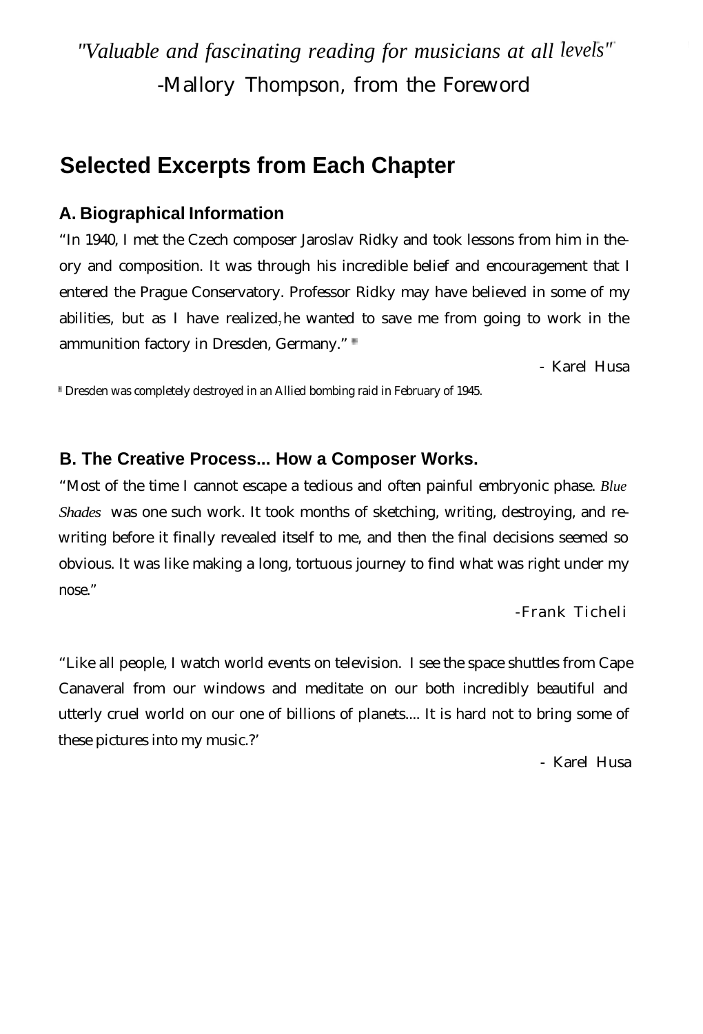*"Valuable and fascinating reading for musicians at all levels"*

-Mallory Thompson, from the Foreword

## Selected Excerpts from Each Chapter

### A. Biographical Information

"In 1940, I met the Czech composer Jaroslav Ridky and took lessons from him in theory and composition. It was through his incredible belief and encouragement that I entered the Prague Conservatory. Professor Ridky may have believed in some of my abilities, but as I have realized, he wanted to save me from going to work in the ammunition factory in Dresden, Germany." [*]

- Karel Husa

[*] Dresden was completely destroyed in an Allied bombing raid in February of 1945.

### B. The Creative Process... How a Composer Works.

"Most of the time I cannot escape a tedious and often painful embryonic phase. *Blue Shades* was one such work. It took months of sketching, writing, destroying, and rewriting before it finally revealed itself to me, and then the final decisions seemed so obvious. It was like making a long, tortuous journey to find what was right under my nose."

-Frank Ticheli

"Like all people, I watch world events on television. I see the space shuttles from Cape Canaveral from our windows and meditate on our both incredibly beautiful and utterly cruel world on our one of billions of planets.... It is hard not to bring some of these pictures into my music.?'

- Karel Husa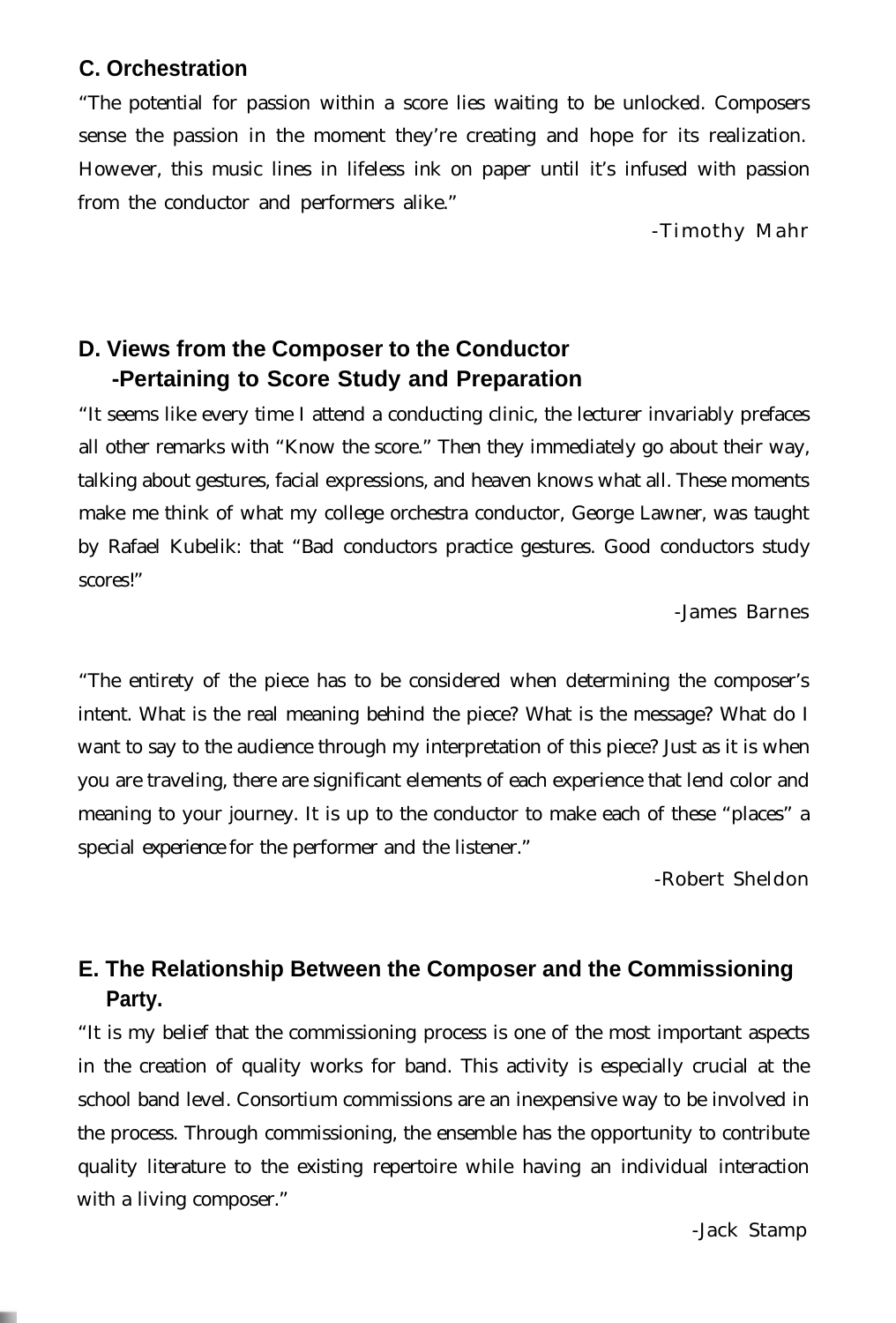### C. Orchestration

"The potential for passion within a score lies waiting to be unlocked. Composers sense the passion in the moment they're creating and hope for its realization. However, this music lines in lifeless ink on paper until it's infused with passion from the conductor and performers alike."

-Timothy Mahr

### D. Views from the Composer to the Conductor -Pertaining to Score Study and Preparation

"It seems like every time I attend a conducting clinic, the lecturer invariably prefaces all other remarks with "Know the score." Then they immediately go about their way, talking about gestures, facial expressions, and heaven knows what all. These moments make me think of what my college orchestra conductor, George Lawner, was taught by Rafael Kubelik: that "Bad conductors practice gestures. Good conductors study scores!"

-James Barnes

"The entirety of the piece has to be considered when determining the composer's intent. What is the real meaning behind the piece? What is the message? What do I want to say to the audience through my interpretation of this piece? Just as it is when you are traveling, there are significant elements of each experience that lend color and meaning to your journey. It is up to the conductor to make each of these "places" a special experience for the performer and the listener."

-Robert Sheldon

### E. The Relationship Between the Composer and the Commissioning Party.

"It is my belief that the commissioning process is one of the most important aspects in the creation of quality works for band. This activity is especially crucial at the school band level. Consortium commissions are an inexpensive way to be involved in the process. Through commissioning, the ensemble has the opportunity to contribute quality literature to the existing repertoire while having an individual interaction with a living composer."

-Jack Stamp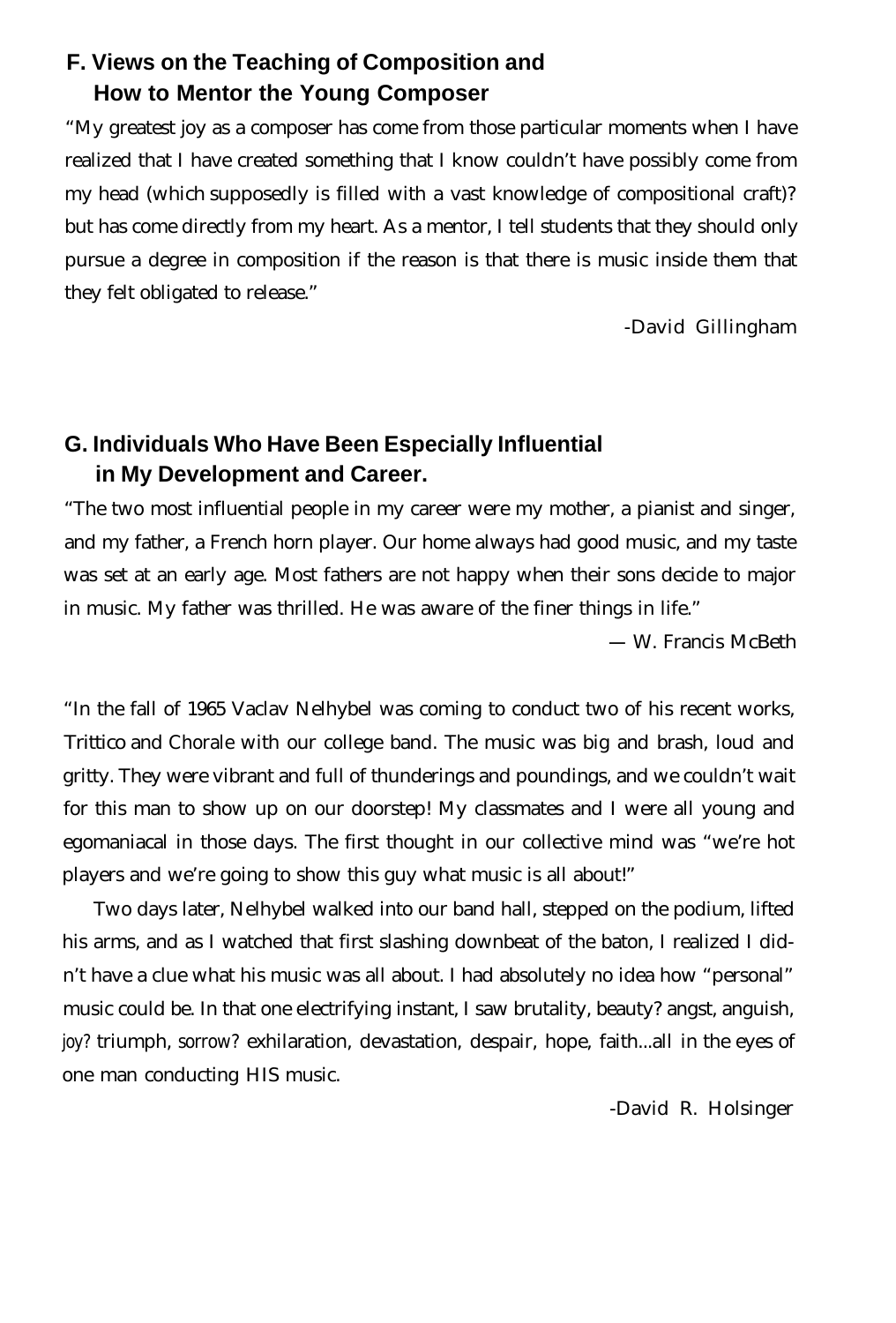## F. Views on the Teaching of Composition and How to Mentor the Young Composer

"My greatest joy as a composer has come from those particular moments when I have realized that I have created something that I know couldn't have possibly come from my head (which supposedly is filled with a vast knowledge of compositional craft)? but has come directly from my heart. As a mentor, I tell students that they should only pursue a degree in composition if the reason is that there is music inside them that they felt obligated to release."

-David Gillingham

## G. Individuals Who Have Been Especially Influential in My Development and Career.

"The two most influential people in my career were my mother, a pianist and singer, and my father, a French horn player. Our home always had good music, and my taste was set at an early age. Most fathers are not happy when their sons decide to major in music. My father was thrilled. He was aware of the finer things in life."

— W. Francis McBeth

"In the fall of 1965 Vaclav Nelhybel was coming to conduct two of his recent works, *Trittico* and *Chorale* with our college band. The music was big and brash, loud and gritty. They were vibrant and full of thunderings and poundings, and we couldn't wait for this man to show up on our doorstep! My classmates and I were all young and egomaniacal in those days. The first thought in our collective mind was "we're hot players and we're going to show this guy what music is all about!"

Two days later, Nelhybel walked into our band hall, stepped on the podium, lifted his arms, and as I watched that first slashing downbeat of the baton, I realized I didn't have a clue what his music was all about. I had absolutely no idea how "personal" music could be. In that one electrifying instant, I saw brutality, beauty? angst, anguish, joy? triumph, sorrow? exhilaration, devastation, despair, hope, faith...all in the eyes of one man conducting HIS music.

-David R. Holsinger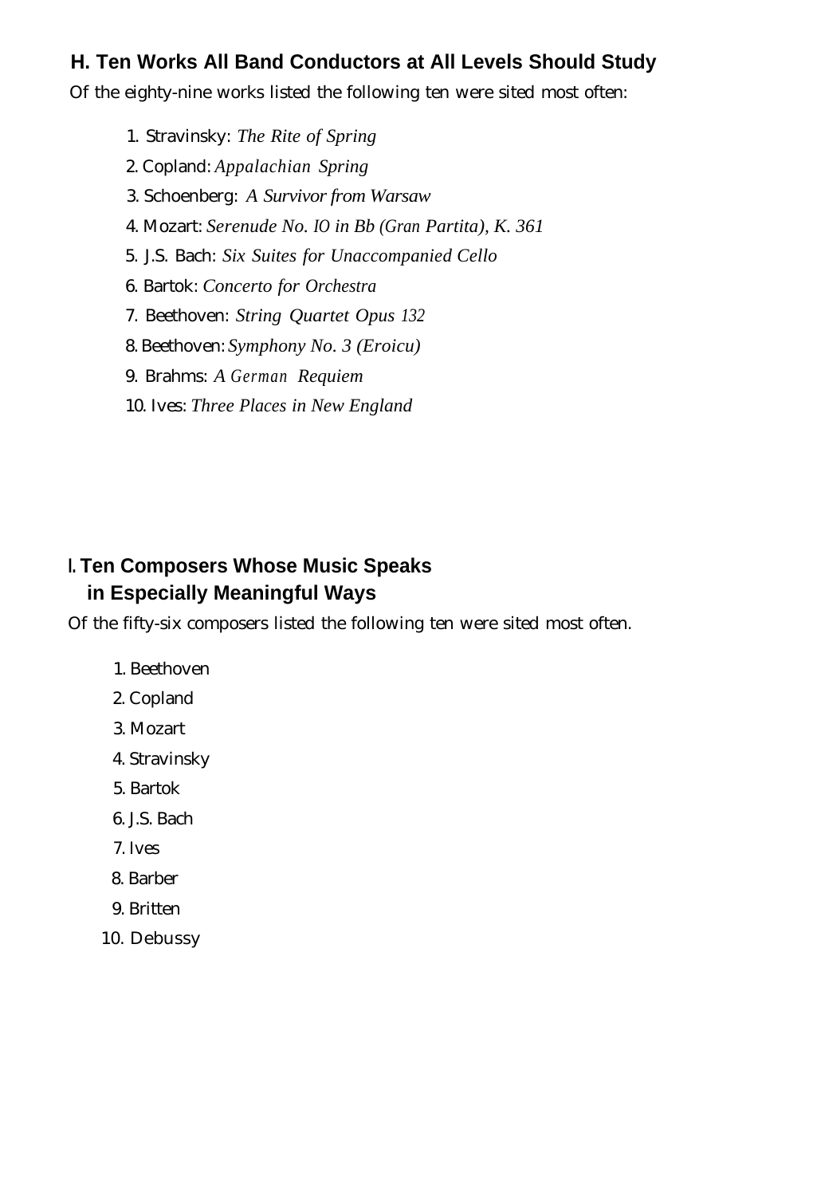## H. Ten Works All Band Conductors at All Levels Should Study

Of the eighty-nine works listed the following ten were sited most often:

1. Stravinsky: *The Rite of Spring*
2. Copland: *Appalachian Spring*
3. Schoenberg: *A Survivor from Warsaw*
4. Mozart: *Serenude No. IO in Bb (Gran Partita), K. 361*
5. J.S. Bach: *Six Suites for Unaccompanied Cello*
6. Bartok: *Concerto for Orchestra*
7. Beethoven: *String Quartet Opus 132*
8. Beethoven: *Symphony No. 3 (Eroicu)*
9. Brahms: *A German Requiem*
10. Ives: *Three Places in New England*

## I. Ten Composers Whose Music Speaks in Especially Meaningful Ways

Of the fifty-six composers listed the following ten were sited most often.

1. Beethoven
2. Copland
3. Mozart
4. Stravinsky
5. Bartok
6. J.S. Bach
7. Ives
8. Barber
9. Britten
10. Debussy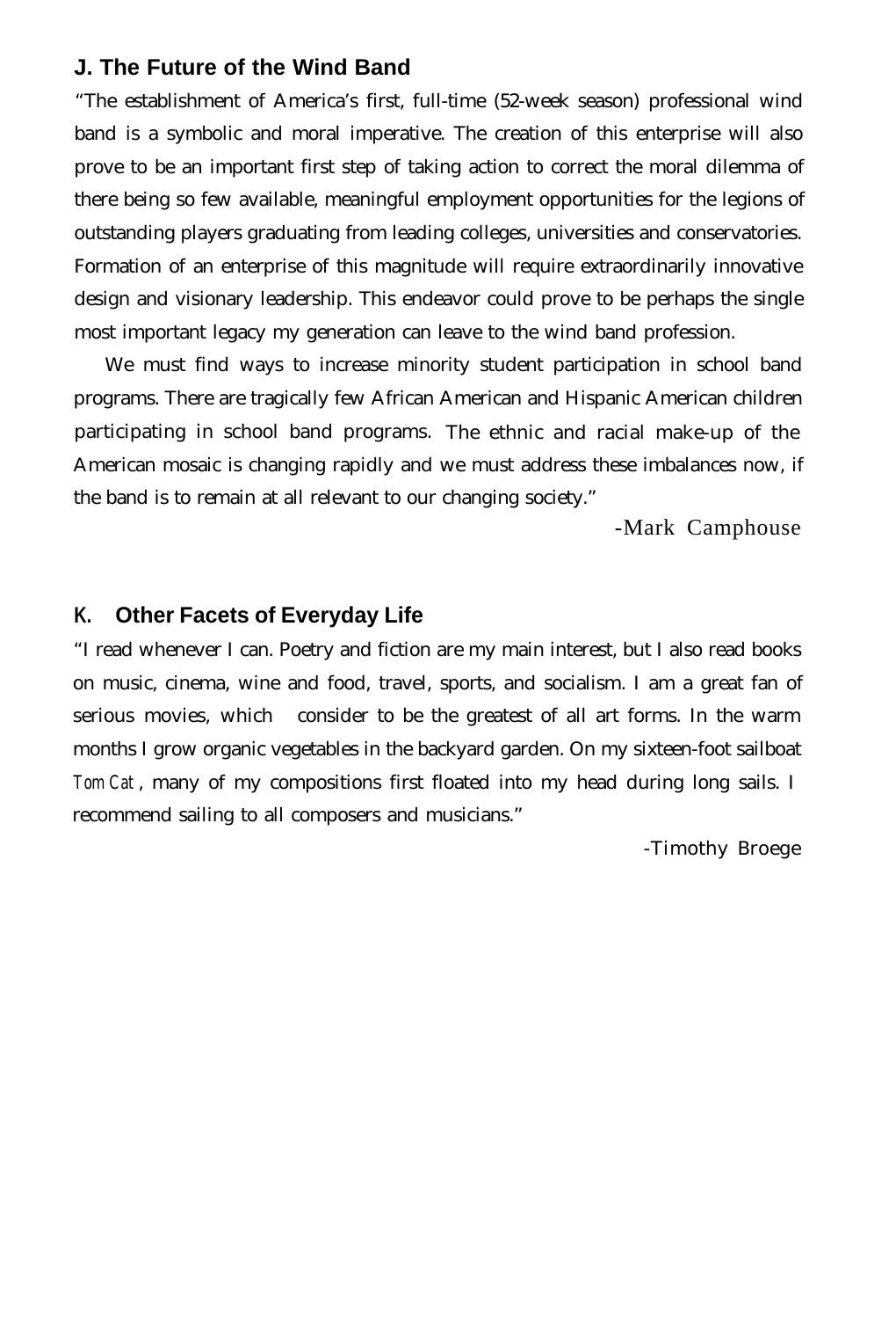## J. The Future of the Wind Band

"The establishment of America's first, full-time (52-week season) professional wind band is a symbolic and moral imperative. The creation of this enterprise will also prove to be an important first step of taking action to correct the moral dilemma of there being so few available, meaningful employment opportunities for the legions of outstanding players graduating from leading colleges, universities and conservatories. Formation of an enterprise of this magnitude will require extraordinarily innovative design and visionary leadership. This endeavor could prove to be perhaps the single most important legacy my generation can leave to the wind band profession.

We must find ways to increase minority student participation in school band programs. There are tragically few African American and Hispanic American children participating in school band programs. The ethnic and racial make-up of the American mosaic is changing rapidly and we must address these imbalances now, if the band is to remain at all relevant to our changing society."

-Mark Camphouse

## K. Other Facets of Everyday Life

"I read whenever I can. Poetry and fiction are my main interest, but I also read books on music, cinema, wine and food, travel, sports, and socialism. I am a great fan of serious movies, which consider to be the greatest of all art forms. In the warm months I grow organic vegetables in the backyard garden. On my sixteen-foot sailboat *Tom Cat*, many of my compositions first floated into my head during long sails. I recommend sailing to all composers and musicians."

-Timothy Broege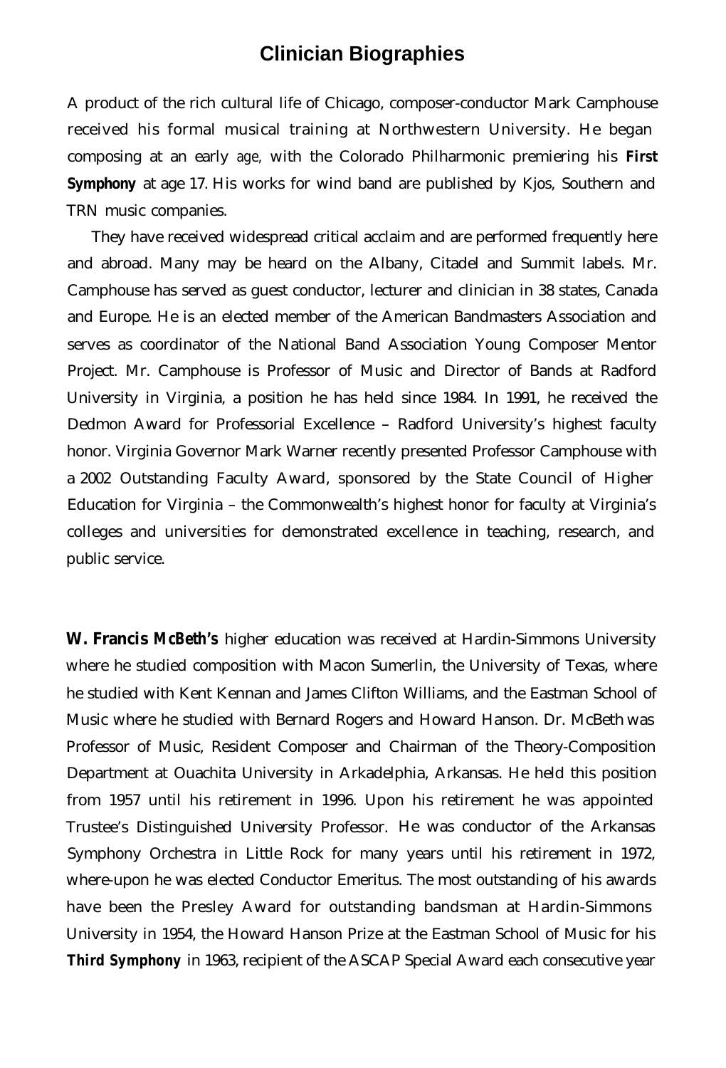## Clinician Biographies

A product of the rich cultural life of Chicago, composer-conductor Mark Camphouse received his formal musical training at Northwestern University. He began composing at an early age, with the Colorado Philharmonic premiering his **First Symphony** at age 17. His works for wind band are published by Kjos, Southern and TRN music companies.

They have received widespread critical acclaim and are performed frequently here and abroad. Many may be heard on the Albany, Citadel and Summit labels. Mr. Camphouse has served as guest conductor, lecturer and clinician in 38 states, Canada and Europe. He is an elected member of the American Bandmasters Association and serves as coordinator of the National Band Association Young Composer Mentor Project. Mr. Camphouse is Professor of Music and Director of Bands at Radford University in Virginia, a position he has held since 1984. In 1991, he received the Dedmon Award for Professorial Excellence – Radford University's highest faculty honor. Virginia Governor Mark Warner recently presented Professor Camphouse with a 2002 Outstanding Faculty Award, sponsored by the State Council of Higher Education for Virginia – the Commonwealth's highest honor for faculty at Virginia's colleges and universities for demonstrated excellence in teaching, research, and public service.

**W. Francis McBeth's** higher education was received at Hardin-Simmons University where he studied composition with Macon Sumerlin, the University of Texas, where he studied with Kent Kennan and James Clifton Williams, and the Eastman School of Music where he studied with Bernard Rogers and Howard Hanson. Dr. McBeth was Professor of Music, Resident Composer and Chairman of the Theory-Composition Department at Ouachita University in Arkadelphia, Arkansas. He held this position from 1957 until his retirement in 1996. Upon his retirement he was appointed Trustee's Distinguished University Professor. He was conductor of the Arkansas Symphony Orchestra in Little Rock for many years until his retirement in 1972, where-upon he was elected Conductor Emeritus. The most outstanding of his awards have been the Presley Award for outstanding bandsman at Hardin-Simmons University in 1954, the Howard Hanson Prize at the Eastman School of Music for his **Third Symphony** in 1963, recipient of the ASCAP Special Award each consecutive year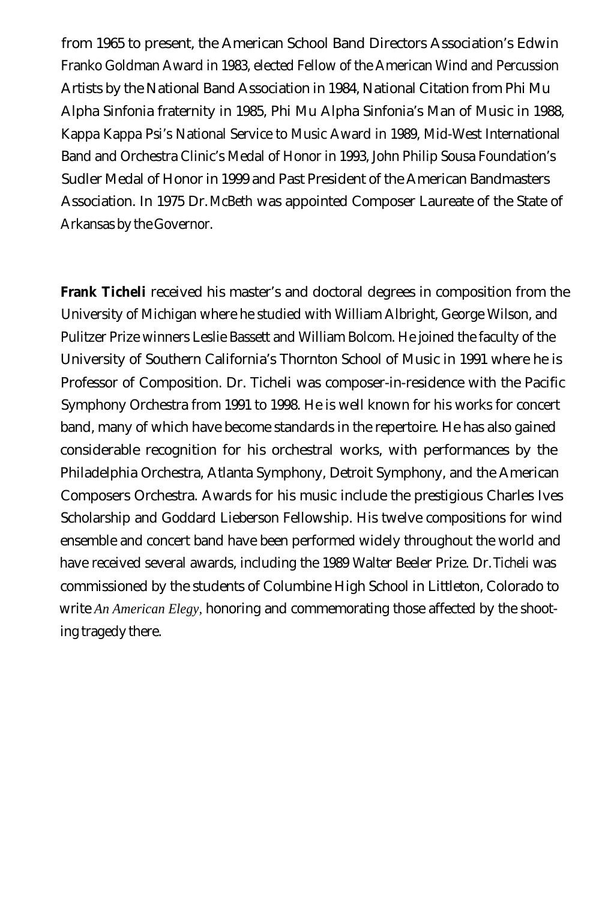from 1965 to present, the American School Band Directors Association's Edwin Franko Goldman Award in 1983, elected Fellow of the American Wind and Percussion Artists by the National Band Association in 1984, National Citation from Phi Mu Alpha Sinfonia fraternity in 1985, Phi Mu Alpha Sinfonia's Man of Music in 1988, Kappa Kappa Psi's National Service to Music Award in 1989, Mid-West International Band and Orchestra Clinic's Medal of Honor in 1993, John Philip Sousa Foundation's Sudler Medal of Honor in 1999 and Past President of the American Bandmasters Association. In 1975 Dr. McBeth was appointed Composer Laureate of the State of Arkansas by the Governor.

**Frank Ticheli** received his master's and doctoral degrees in composition from the University of Michigan where he studied with William Albright, George Wilson, and Pulitzer Prize winners Leslie Bassett and William Bolcom. He joined the faculty of the University of Southern California's Thornton School of Music in 1991 where he is Professor of Composition. Dr. Ticheli was composer-in-residence with the Pacific Symphony Orchestra from 1991 to 1998. He is well known for his works for concert band, many of which have become standards in the repertoire. He has also gained considerable recognition for his orchestral works, with performances by the Philadelphia Orchestra, Atlanta Symphony, Detroit Symphony, and the American Composers Orchestra. Awards for his music include the prestigious Charles Ives Scholarship and Goddard Lieberson Fellowship. His twelve compositions for wind ensemble and concert band have been performed widely throughout the world and have received several awards, including the 1989 Walter Beeler Prize. Dr. Ticheli was commissioned by the students of Columbine High School in Littleton, Colorado to write *An American Elegy*, honoring and commemorating those affected by the shooting tragedy there.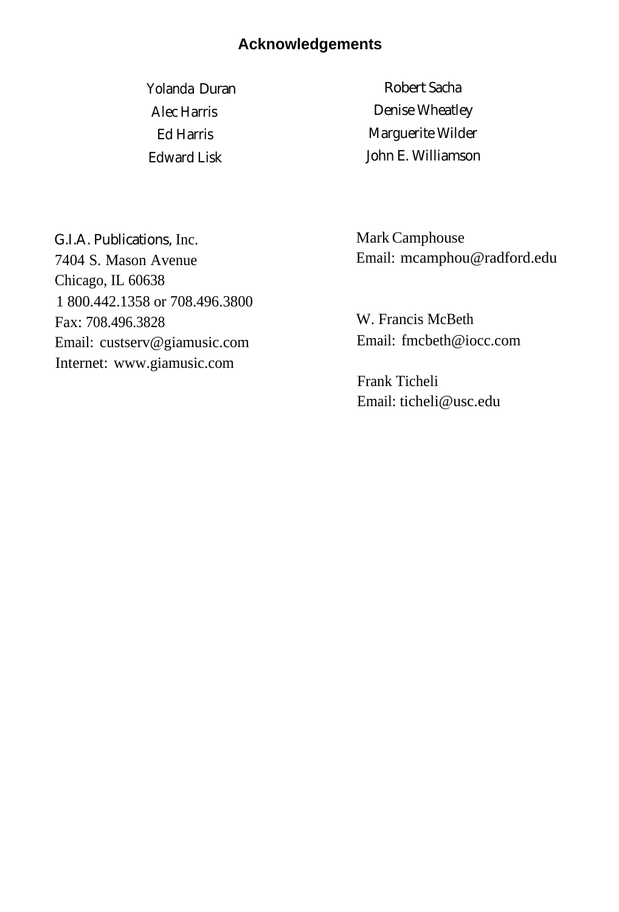## Acknowledgements

Yolanda Duran
Alec Harris
Ed Harris
Edward Lisk

Robert Sacha
Denise Wheatley
Marguerite Wilder
John E. Williamson

G.I.A. Publications, Inc.
7404 S. Mason Avenue
Chicago, IL 60638
1 800.442.1358 or 708.496.3800
Fax: 708.496.3828
Email: custserv@giamusic.com
Internet: www.giamusic.com

Mark Camphouse
Email: mcamphou@radford.edu

W. Francis McBeth
Email: fmcbeth@iocc.com

Frank Ticheli
Email: ticheli@usc.edu